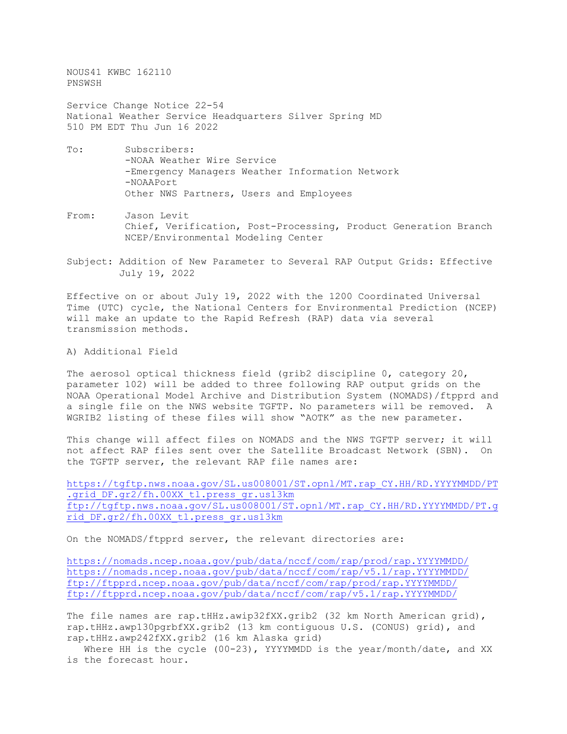NOUS41 KWBC 162110
PNSWSH

Service Change Notice 22-54
National Weather Service Headquarters Silver Spring MD
510 PM EDT Thu Jun 16 2022

To: Subscribers:
-NOAA Weather Wire Service
-Emergency Managers Weather Information Network
-NOAAPort
Other NWS Partners, Users and Employees

From: Jason Levit
Chief, Verification, Post-Processing, Product Generation Branch
NCEP/Environmental Modeling Center

Subject: Addition of New Parameter to Several RAP Output Grids: Effective July 19, 2022

Effective on or about July 19, 2022 with the 1200 Coordinated Universal Time (UTC) cycle, the National Centers for Environmental Prediction (NCEP) will make an update to the Rapid Refresh (RAP) data via several transmission methods.

A) Additional Field

The aerosol optical thickness field (grib2 discipline 0, category 20, parameter 102) will be added to three following RAP output grids on the NOAA Operational Model Archive and Distribution System (NOMADS)/ftpprd and a single file on the NWS website TGFTP. No parameters will be removed. A WGRIB2 listing of these files will show "AOTK" as the new parameter.

This change will affect files on NOMADS and the NWS TGFTP server; it will not affect RAP files sent over the Satellite Broadcast Network (SBN). On the TGFTP server, the relevant RAP file names are:

https://tgftp.nws.noaa.gov/SL.us008001/ST.opnl/MT.rap_CY.HH/RD.YYYYMMDD/PT.grid_DF.gr2/fh.00XX_tl.press_gr.us13km
ftp://tgftp.nws.noaa.gov/SL.us008001/ST.opnl/MT.rap_CY.HH/RD.YYYYMMDD/PT.grid_DF.gr2/fh.00XX_tl.press_gr.us13km

On the NOMADS/ftpprd server, the relevant directories are:

https://nomads.ncep.noaa.gov/pub/data/nccf/com/rap/prod/rap.YYYYMMDD/
https://nomads.ncep.noaa.gov/pub/data/nccf/com/rap/v5.1/rap.YYYYMMDD/
ftp://ftpprd.ncep.noaa.gov/pub/data/nccf/com/rap/prod/rap.YYYYMMDD/
ftp://ftpprd.ncep.noaa.gov/pub/data/nccf/com/rap/v5.1/rap.YYYYMMDD/

The file names are rap.tHHz.awip32fXX.grib2 (32 km North American grid), rap.tHHz.awp130pgrbfXX.grib2 (13 km contiguous U.S. (CONUS) grid), and rap.tHHz.awp242fXX.grib2 (16 km Alaska grid)
Where HH is the cycle (00-23), YYYYMMDD is the year/month/date, and XX is the forecast hour.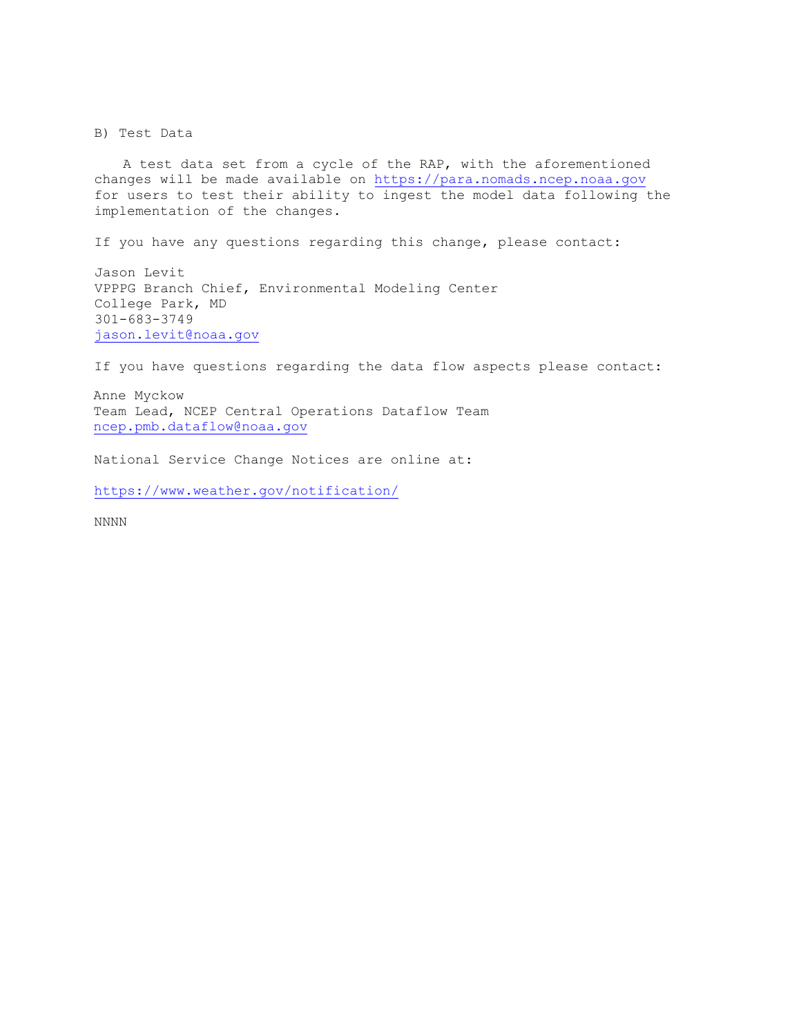B) Test Data

A test data set from a cycle of the RAP, with the aforementioned changes will be made available on https://para.nomads.ncep.noaa.gov for users to test their ability to ingest the model data following the implementation of the changes.

If you have any questions regarding this change, please contact:

Jason Levit
VPPPG Branch Chief, Environmental Modeling Center
College Park, MD
301-683-3749
jason.levit@noaa.gov

If you have questions regarding the data flow aspects please contact:

Anne Myckow
Team Lead, NCEP Central Operations Dataflow Team
ncep.pmb.dataflow@noaa.gov

National Service Change Notices are online at:

https://www.weather.gov/notification/

NNNN